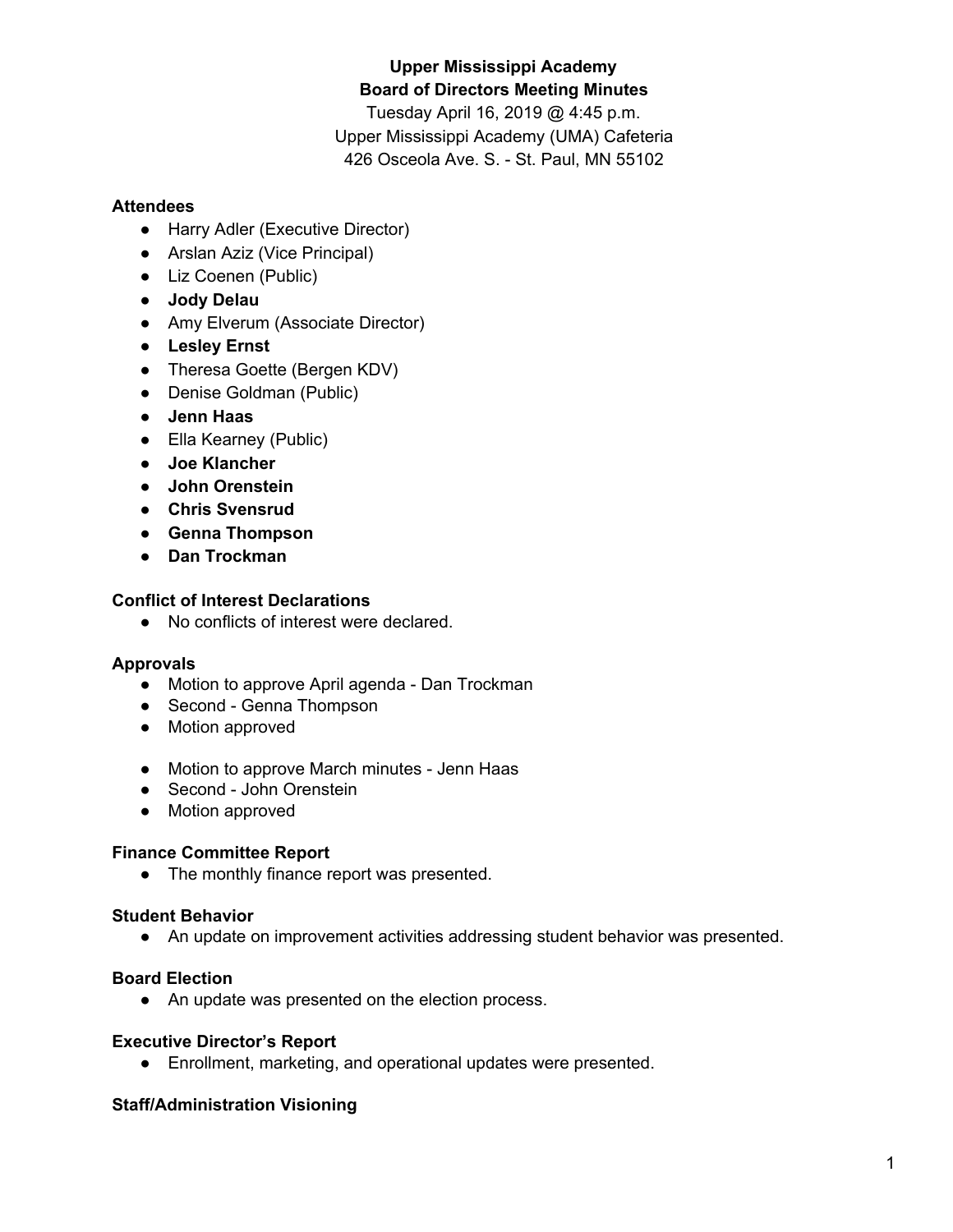**Upper Mississippi Academy**
**Board of Directors Meeting Minutes**

Tuesday April 16, 2019 @ 4:45 p.m.
Upper Mississippi Academy (UMA) Cafeteria
426 Osceola Ave. S. - St. Paul, MN 55102

### Attendees

- Harry Adler (Executive Director)
- Arslan Aziz (Vice Principal)
- Liz Coenen (Public)
- **Jody Delau**
- Amy Elverum (Associate Director)
- **Lesley Ernst**
- Theresa Goette (Bergen KDV)
- Denise Goldman (Public)
- **Jenn Haas**
- Ella Kearney (Public)
- **Joe Klancher**
- **John Orenstein**
- **Chris Svensrud**
- **Genna Thompson**
- **Dan Trockman**

### Conflict of Interest Declarations

- No conflicts of interest were declared.

### Approvals

- Motion to approve April agenda - Dan Trockman
- Second - Genna Thompson
- Motion approved

- Motion to approve March minutes - Jenn Haas
- Second - John Orenstein
- Motion approved

### Finance Committee Report

- The monthly finance report was presented.

### Student Behavior

- An update on improvement activities addressing student behavior was presented.

### Board Election

- An update was presented on the election process.

### Executive Director's Report

- Enrollment, marketing, and operational updates were presented.

### Staff/Administration Visioning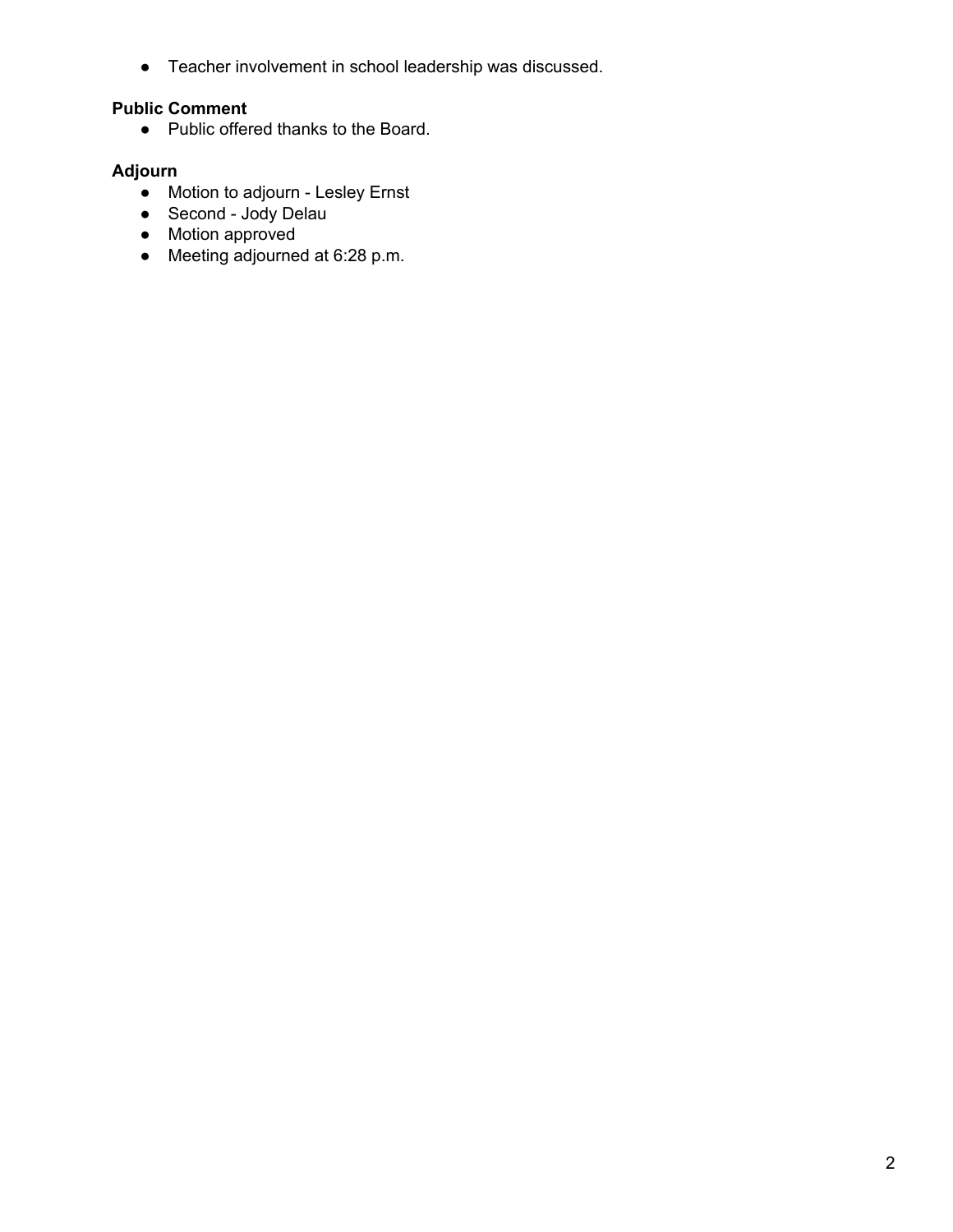- Teacher involvement in school leadership was discussed.

**Public Comment**

- Public offered thanks to the Board.

**Adjourn**

- Motion to adjourn - Lesley Ernst
- Second - Jody Delau
- Motion approved
- Meeting adjourned at 6:28 p.m.